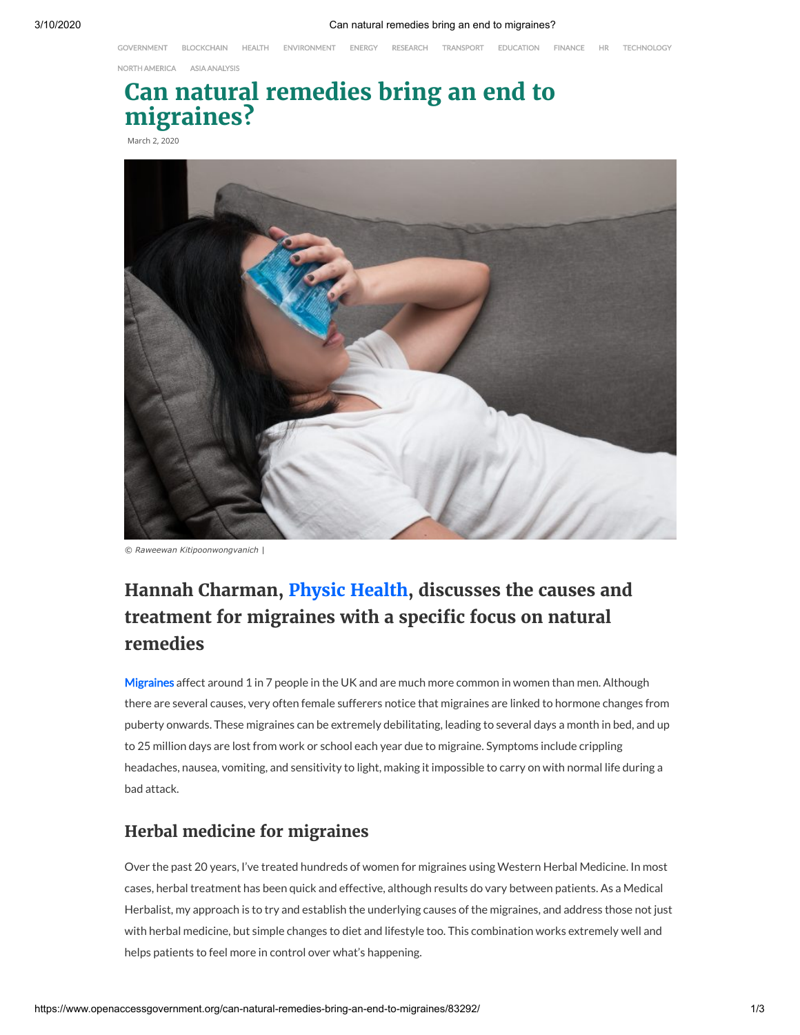# Can natural remedies bring an end to migraines?

March 2, 2020

© Raweewan Kitipoonwongvanich |

## Hannah Charman, Physic Health, discusses the causes and treatment for migraines with a specific focus on natural remedies

Migraines affect around 1 in 7 people in the UK and are much more common in women than men. Although there are several causes, very often female sufferers notice that migraines are linked to hormone changes from puberty onwards. These migraines can be extremely debilitating, leading to several days a month in bed, and up to 25 million days are lost from work or school each year due to migraine. Symptoms include crippling headaches, nausea, vomiting, and sensitivity to light, making it impossible to carry on with normal life during a bad attack.

### Herbal medicine for migraines

Over the past 20 years, I've treated hundreds of women for migraines using Western Herbal Medicine. In most cases, herbal treatment has been quick and effective, although results do vary between patients. As a Medical Herbalist, my approach is to try and establish the underlying causes of the migraines, and address those not just with herbal medicine, but simple changes to diet and lifestyle too. This combination works extremely well and helps patients to feel more in control over what's happening.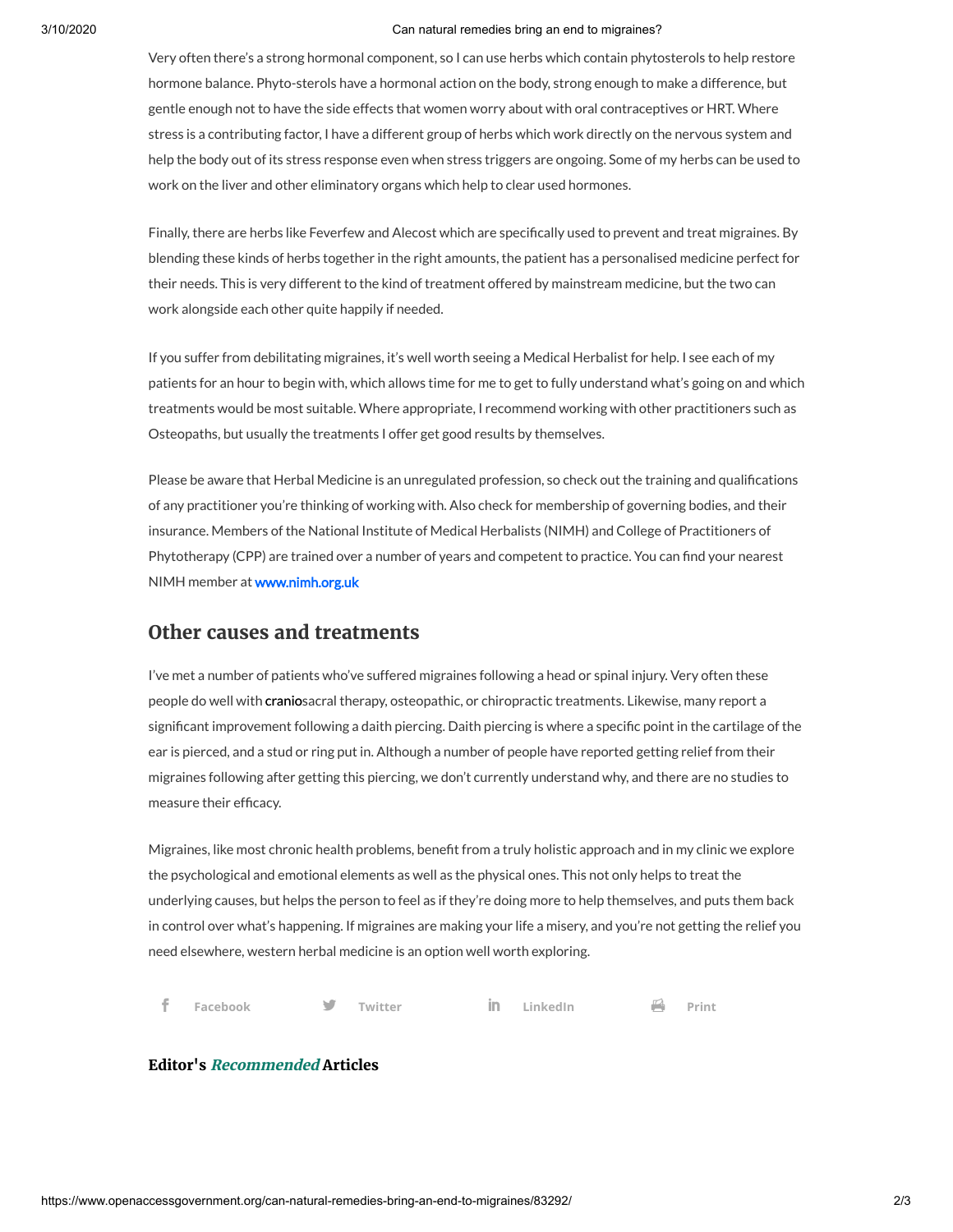Very often there's a strong hormonal component, so I can use herbs which contain phytosterols to help restore hormone balance. Phyto-sterols have a hormonal action on the body, strong enough to make a difference, but gentle enough not to have the side effects that women worry about with oral contraceptives or HRT. Where stress is a contributing factor, I have a different group of herbs which work directly on the nervous system and help the body out of its stress response even when stress triggers are ongoing. Some of my herbs can be used to work on the liver and other eliminatory organs which help to clear used hormones.

Finally, there are herbs like Feverfew and Alecost which are specifically used to prevent and treat migraines. By blending these kinds of herbs together in the right amounts, the patient has a personalised medicine perfect for their needs. This is very different to the kind of treatment offered by mainstream medicine, but the two can work alongside each other quite happily if needed.

If you suffer from debilitating migraines, it's well worth seeing a Medical Herbalist for help. I see each of my patients for an hour to begin with, which allows time for me to get to fully understand what's going on and which treatments would be most suitable. Where appropriate, I recommend working with other practitioners such as Osteopaths, but usually the treatments I offer get good results by themselves.

Please be aware that Herbal Medicine is an unregulated profession, so check out the training and qualifications of any practitioner you're thinking of working with. Also check for membership of governing bodies, and their insurance. Members of the National Institute of Medical Herbalists (NIMH) and College of Practitioners of Phytotherapy (CPP) are trained over a number of years and competent to practice. You can find your nearest NIMH member at www.nimh.org.uk

## Other causes and treatments

I've met a number of patients who've suffered migraines following a head or spinal injury. Very often these people do well with craniosacral therapy, osteopathic, or chiropractic treatments. Likewise, many report a significant improvement following a daith piercing. Daith piercing is where a specific point in the cartilage of the ear is pierced, and a stud or ring put in. Although a number of people have reported getting relief from their migraines following after getting this piercing, we don't currently understand why, and there are no studies to measure their efficacy.

Migraines, like most chronic health problems, benefit from a truly holistic approach and in my clinic we explore the psychological and emotional elements as well as the physical ones. This not only helps to treat the underlying causes, but helps the person to feel as if they're doing more to help themselves, and puts them back in control over what's happening. If migraines are making your life a misery, and you're not getting the relief you need elsewhere, western herbal medicine is an option well worth exploring.

Facebook Twitter LinkedIn Print

**Editor's *Recommended* Articles**